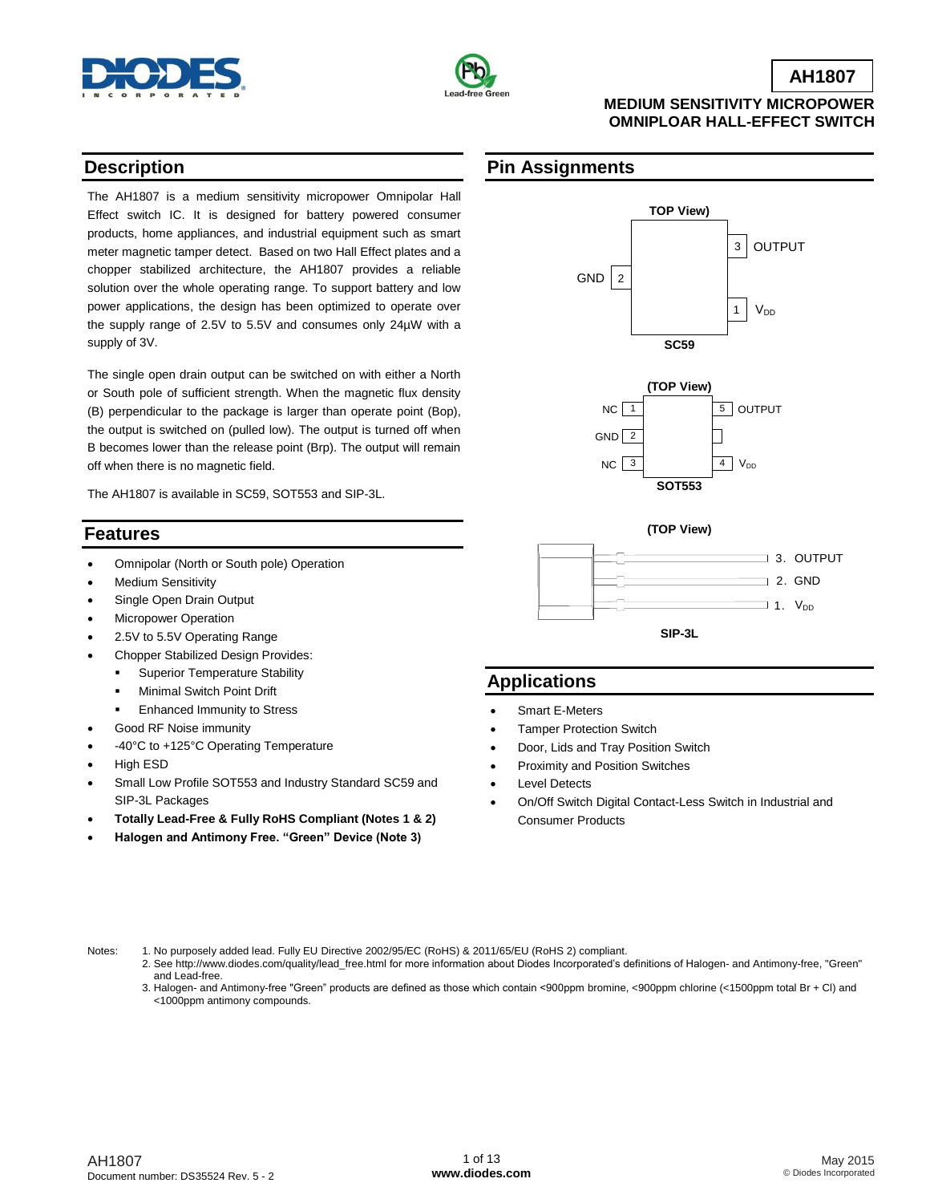# AH1807

**MEDIUM SENSITIVITY MICROPOWER OMNIPLOAR HALL-EFFECT SWITCH**

## Description

The AH1807 is a medium sensitivity micropower Omnipolar Hall Effect switch IC. It is designed for battery powered consumer products, home appliances, and industrial equipment such as smart meter magnetic tamper detect. Based on two Hall Effect plates and a chopper stabilized architecture, the AH1807 provides a reliable solution over the whole operating range. To support battery and low power applications, the design has been optimized to operate over the supply range of 2.5V to 5.5V and consumes only 24µW with a supply of 3V.

The single open drain output can be switched on with either a North or South pole of sufficient strength. When the magnetic flux density (B) perpendicular to the package is larger than operate point (Bop), the output is switched on (pulled low). The output is turned off when B becomes lower than the release point (Brp). The output will remain off when there is no magnetic field.

The AH1807 is available in SC59, SOT553 and SIP-3L.

## Pin Assignments

**TOP View)**

| Pin | Name |
|---|---|
| 1 | $V_{DD}$ |
| 2 | GND |
| 3 | OUTPUT |

**SC59**

**(TOP View)**

| Pin | Name |
|---|---|
| 1 | NC |
| 2 | GND |
| 3 | NC |
| 4 | $V_{DD}$ |
| 5 | OUTPUT |

**SOT553**

**(TOP View)**

| Pin | Name |
|---|---|
| 3. | OUTPUT |
| 2. | GND |
| 1. | $V_{DD}$ |

**SIP-3L**

## Features

- Omnipolar (North or South pole) Operation
- Medium Sensitivity
- Single Open Drain Output
- Micropower Operation
- 2.5V to 5.5V Operating Range
- Chopper Stabilized Design Provides:
  - Superior Temperature Stability
  - Minimal Switch Point Drift
  - Enhanced Immunity to Stress
- Good RF Noise immunity
- -40°C to +125°C Operating Temperature
- High ESD
- Small Low Profile SOT553 and Industry Standard SC59 and SIP-3L Packages
- **Totally Lead-Free & Fully RoHS Compliant (Notes 1 & 2)**
- **Halogen and Antimony Free. "Green" Device (Note 3)**

## Applications

- Smart E-Meters
- Tamper Protection Switch
- Door, Lids and Tray Position Switch
- Proximity and Position Switches
- Level Detects
- On/Off Switch Digital Contact-Less Switch in Industrial and Consumer Products

Notes:
1. No purposely added lead. Fully EU Directive 2002/95/EC (RoHS) & 2011/65/EU (RoHS 2) compliant.
2. See http://www.diodes.com/quality/lead_free.html for more information about Diodes Incorporated's definitions of Halogen- and Antimony-free, "Green" and Lead-free.
3. Halogen- and Antimony-free "Green" products are defined as those which contain <900ppm bromine, <900ppm chlorine (<1500ppm total Br + Cl) and <1000ppm antimony compounds.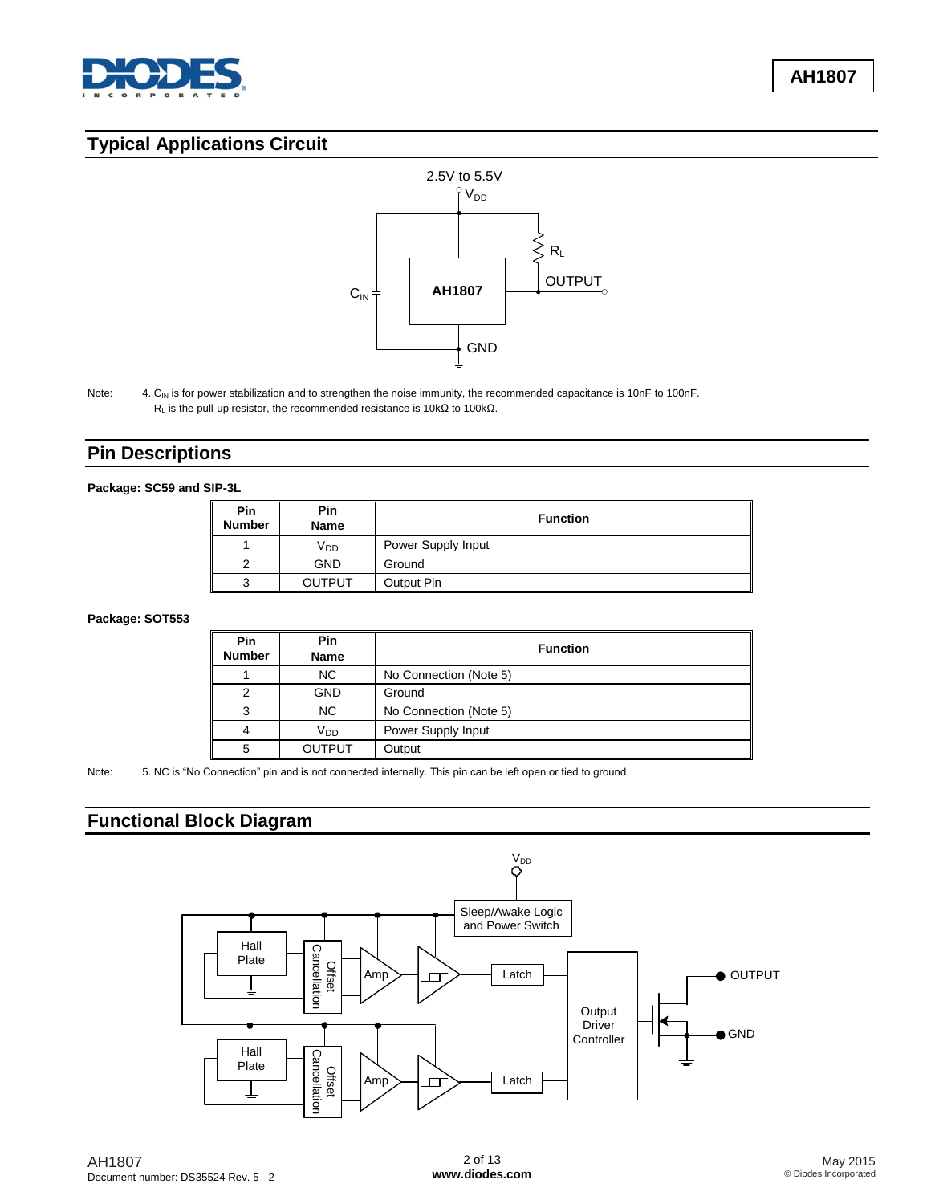## Typical Applications Circuit

Note: 4. $C_{IN}$ is for power stabilization and to strengthen the noise immunity, the recommended capacitance is 10nF to 100nF. $R_L$ is the pull-up resistor, the recommended resistance is 10kΩ to 100kΩ.

## Pin Descriptions

**Package: SC59 and SIP-3L**

| Pin Number | Pin Name | Function |
|---|---|---|
| 1 | $V_{DD}$ | Power Supply Input |
| 2 | GND | Ground |
| 3 | OUTPUT | Output Pin |

**Package: SOT553**

| Pin Number | Pin Name | Function |
|---|---|---|
| 1 | NC | No Connection (Note 5) |
| 2 | GND | Ground |
| 3 | NC | No Connection (Note 5) |
| 4 | $V_{DD}$ | Power Supply Input |
| 5 | OUTPUT | Output |

Note: 5. NC is "No Connection" pin and is not connected internally. This pin can be left open or tied to ground.

## Functional Block Diagram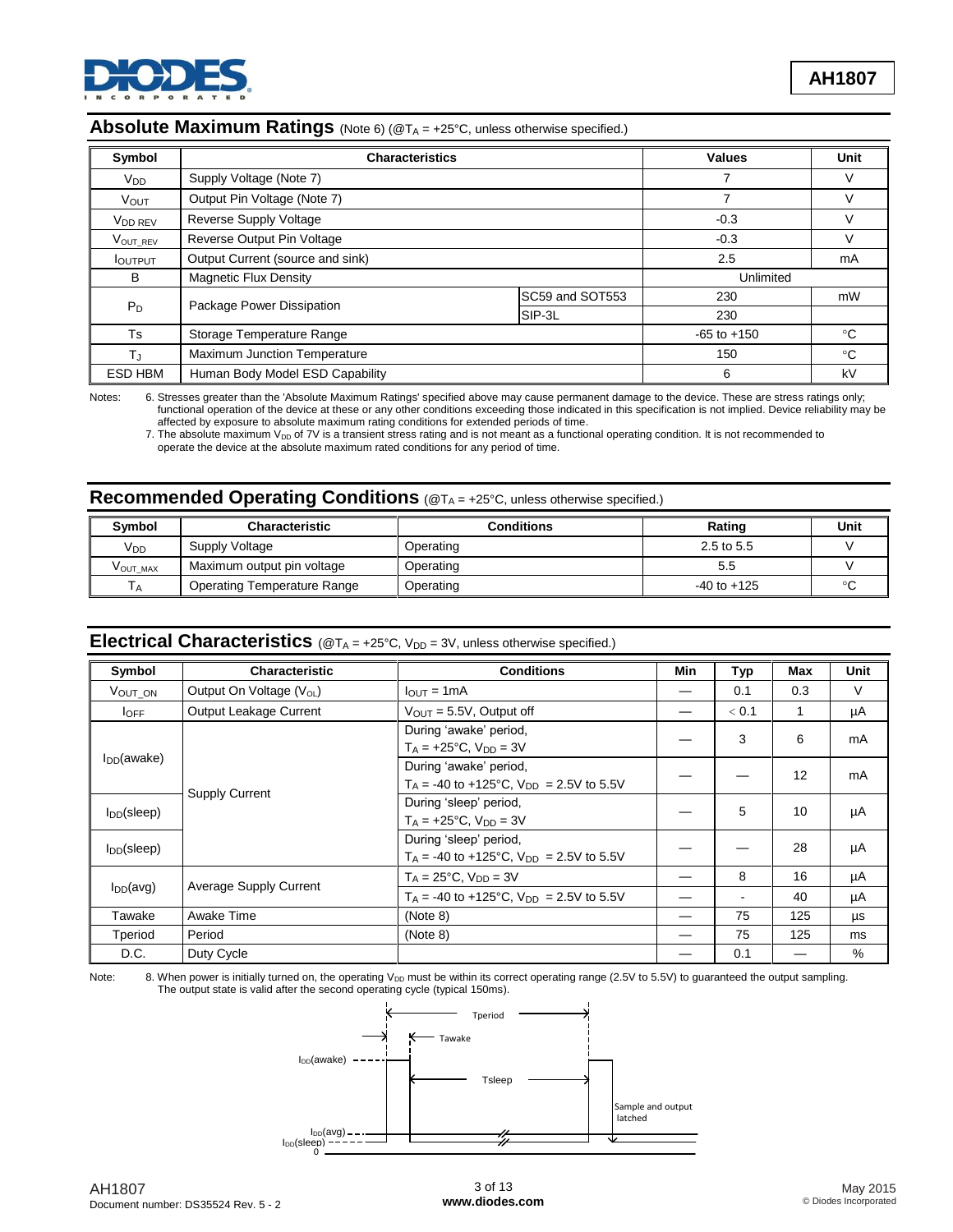## Absolute Maximum Ratings (Note 6) (@$T_A$ = +25°C, unless otherwise specified.)

| Symbol | Characteristics | | Values | Unit |
|---|---|---|---|---|
| $V_{DD}$ | Supply Voltage (Note 7) | | 7 | V |
| $V_{OUT}$ | Output Pin Voltage (Note 7) | | 7 | V |
| $V_{DD\ REV}$ | Reverse Supply Voltage | | -0.3 | V |
| $V_{OUT\_REV}$ | Reverse Output Pin Voltage | | -0.3 | V |
| $I_{OUTPUT}$ | Output Current (source and sink) | | 2.5 | mA |
| B | Magnetic Flux Density | | Unlimited | |
| $P_D$ | Package Power Dissipation | SC59 and SOT553 | 230 | mW |
| | | SIP-3L | 230 | |
| Ts | Storage Temperature Range | | -65 to +150 | °C |
| $T_J$ | Maximum Junction Temperature | | 150 | °C |
| ESD HBM | Human Body Model ESD Capability | | 6 | kV |

Notes: 6. Stresses greater than the 'Absolute Maximum Ratings' specified above may cause permanent damage to the device. These are stress ratings only; functional operation of the device at these or any other conditions exceeding those indicated in this specification is not implied. Device reliability may be affected by exposure to absolute maximum rating conditions for extended periods of time.
7. The absolute maximum $V_{DD}$ of 7V is a transient stress rating and is not meant as a functional operating condition. It is not recommended to operate the device at the absolute maximum rated conditions for any period of time.

## Recommended Operating Conditions (@$T_A$ = +25°C, unless otherwise specified.)

| Symbol | Characteristic | Conditions | Rating | Unit |
|---|---|---|---|---|
| $V_{DD}$ | Supply Voltage | Operating | 2.5 to 5.5 | V |
| $V_{OUT\_MAX}$ | Maximum output pin voltage | Operating | 5.5 | V |
| $T_A$ | Operating Temperature Range | Operating | -40 to +125 | °C |

## Electrical Characteristics (@$T_A$ = +25°C, $V_{DD}$ = 3V, unless otherwise specified.)

| Symbol | Characteristic | Conditions | Min | Typ | Max | Unit |
|---|---|---|---|---|---|---|
| $V_{OUT\_ON}$ | Output On Voltage ($V_{OL}$) | $I_{OUT}$ = 1mA | — | 0.1 | 0.3 | V |
| $I_{OFF}$ | Output Leakage Current | $V_{OUT}$ = 5.5V, Output off | — | < 0.1 | 1 | µA |
| $I_{DD}$(awake) | Supply Current | During 'awake' period, $T_A$ = +25°C, $V_{DD}$ = 3V | — | 3 | 6 | mA |
| | | During 'awake' period, $T_A$ = -40 to +125°C, $V_{DD}$ = 2.5V to 5.5V | — | — | 12 | mA |
| $I_{DD}$(sleep) | | During 'sleep' period, $T_A$ = +25°C, $V_{DD}$ = 3V | — | 5 | 10 | µA |
| $I_{DD}$(sleep) | | During 'sleep' period, $T_A$ = -40 to +125°C, $V_{DD}$ = 2.5V to 5.5V | — | — | 28 | µA |
| $I_{DD}$(avg) | Average Supply Current | $T_A$ = 25°C, $V_{DD}$ = 3V | — | 8 | 16 | µA |
| | | $T_A$ = -40 to +125°C, $V_{DD}$ = 2.5V to 5.5V | — | - | 40 | µA |
| Tawake | Awake Time | (Note 8) | — | 75 | 125 | µs |
| Tperiod | Period | (Note 8) | — | 75 | 125 | ms |
| D.C. | Duty Cycle | | — | 0.1 | — | % |

Note: 8. When power is initially turned on, the operating $V_{DD}$ must be within its correct operating range (2.5V to 5.5V) to guaranteed the output sampling. The output state is valid after the second operating cycle (typical 150ms).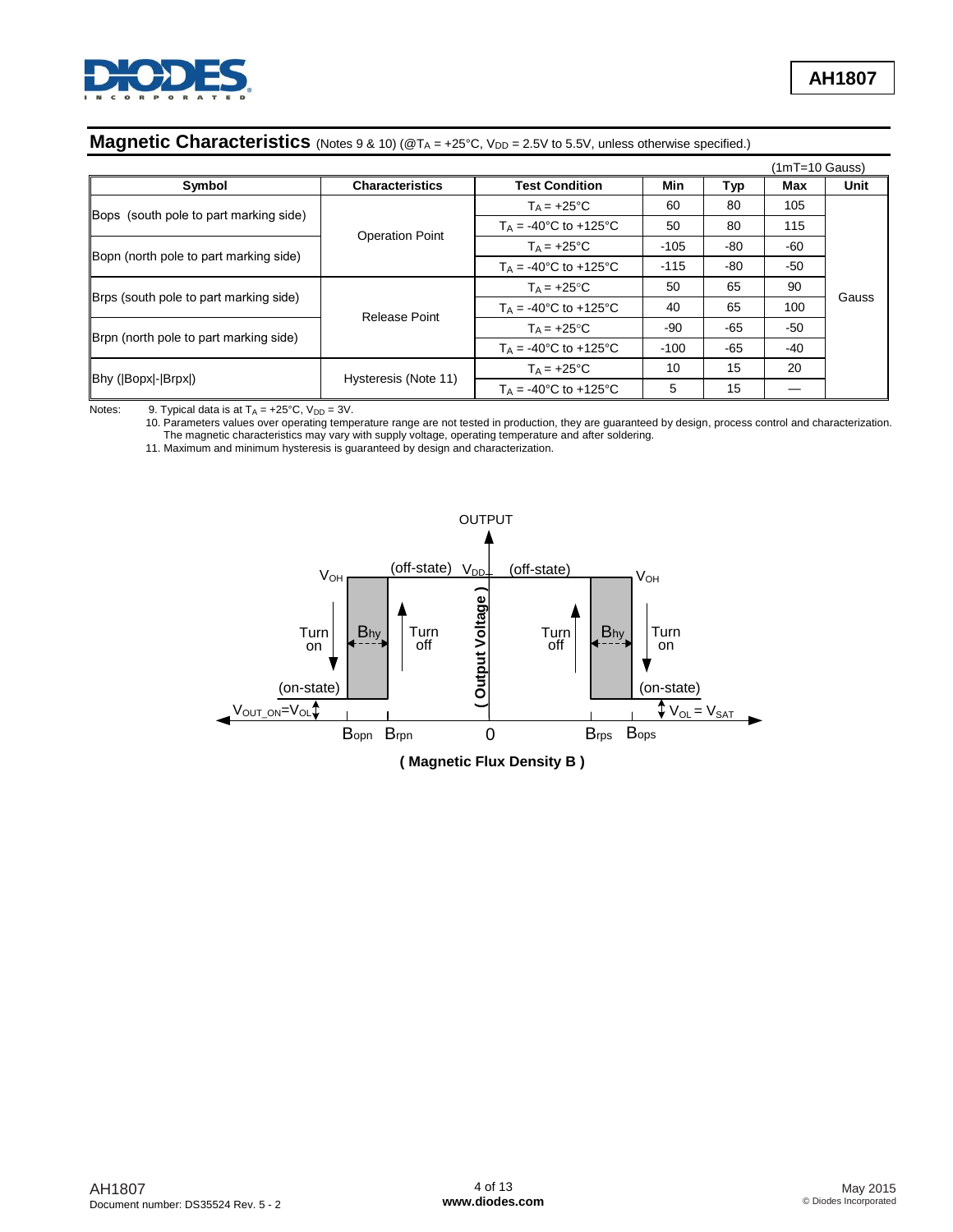## Magnetic Characteristics (Notes 9 & 10) (@$T_A$ = +25°C, $V_{DD}$ = 2.5V to 5.5V, unless otherwise specified.)

(1mT=10 Gauss)

| Symbol | Characteristics | Test Condition | Min | Typ | Max | Unit |
|---|---|---|---|---|---|---|
| Bops (south pole to part marking side) | Operation Point | $T_A$ = +25°C | 60 | 80 | 105 | Gauss |
| | | $T_A$ = -40°C to +125°C | 50 | 80 | 115 | |
| Bopn (north pole to part marking side) | | $T_A$ = +25°C | -105 | -80 | -60 | |
| | | $T_A$ = -40°C to +125°C | -115 | -80 | -50 | |
| Brps (south pole to part marking side) | Release Point | $T_A$ = +25°C | 50 | 65 | 90 | |
| | | $T_A$ = -40°C to +125°C | 40 | 65 | 100 | |
| Brpn (north pole to part marking side) | | $T_A$ = +25°C | -90 | -65 | -50 | |
| | | $T_A$ = -40°C to +125°C | -100 | -65 | -40 | |
| Bhy (\|Bopx\|-\|Brpx\|) | Hysteresis (Note 11) | $T_A$ = +25°C | 10 | 15 | 20 | |
| | | $T_A$ = -40°C to +125°C | 5 | 15 | — | |

Notes:
9. Typical data is at $T_A$ = +25°C, $V_{DD}$ = 3V.
10. Parameters values over operating temperature range are not tested in production, they are guaranteed by design, process control and characterization. The magnetic characteristics may vary with supply voltage, operating temperature and after soldering.
11. Maximum and minimum hysteresis is guaranteed by design and characterization.

OUTPUT

$V_{OH}$ (off-state) $V_{DD}$ (off-state) $V_{OH}$

Turn on | $B_{hy}$ | Turn off | ( Output Voltage ) | Turn off | $B_{hy}$ | Turn on

(on-state) (on-state)

$V_{OUT\_ON}=V_{OL}$ $V_{OL} = V_{SAT}$

$B_{opn}$ $B_{rpn}$ 0 $B_{rps}$ $B_{ops}$

( Magnetic Flux Density B )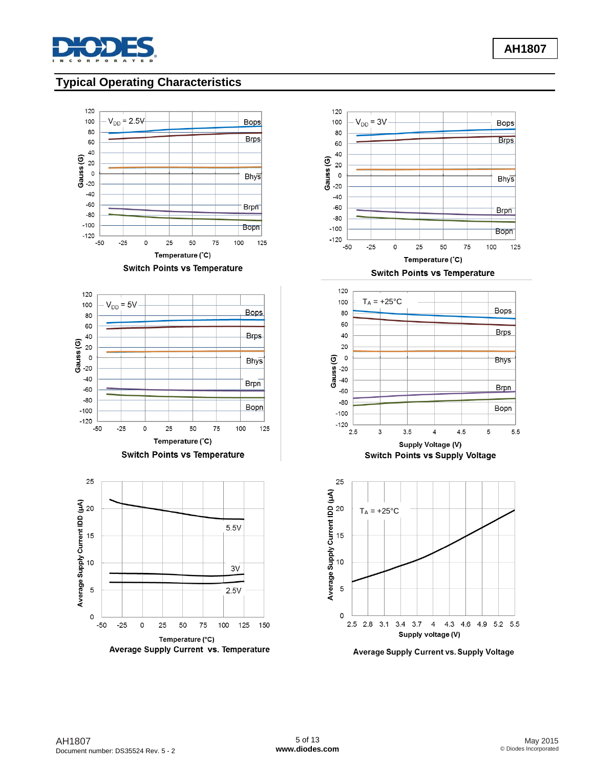## Typical Operating Characteristics

Switch Points vs Temperature

Switch Points vs Temperature

Switch Points vs Temperature

Switch Points vs Supply Voltage

Average Supply Current vs. Temperature

Average Supply Current vs. Supply Voltage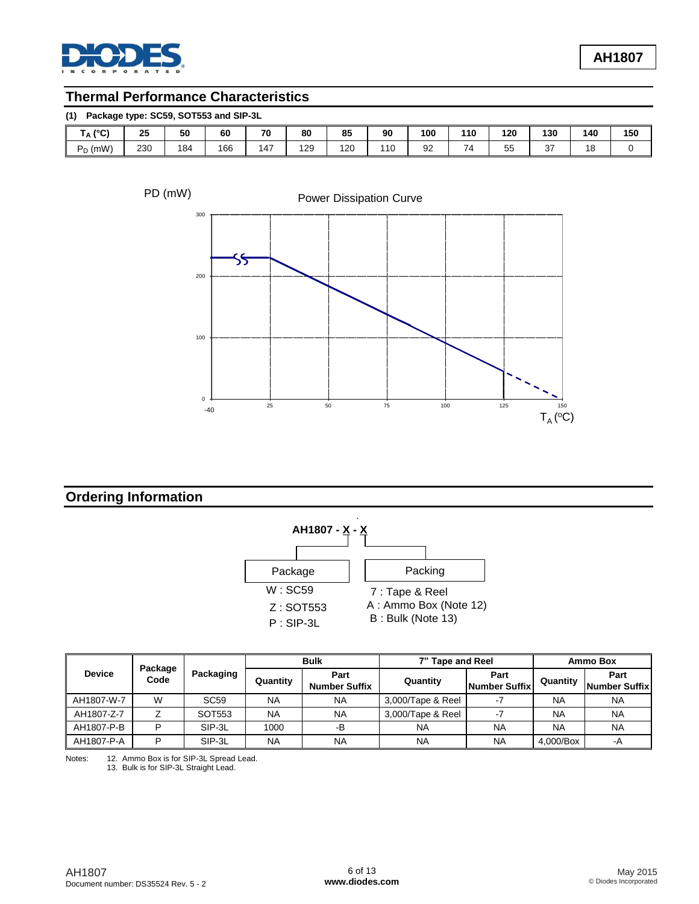## Thermal Performance Characteristics

**(1) Package type: SC59, SOT553 and SIP-3L**

| $T_A$ (°C) | 25 | 50 | 60 | 70 | 80 | 85 | 90 | 100 | 110 | 120 | 130 | 140 | 150 |
|---|---|---|---|---|---|---|---|---|---|---|---|---|---|
| $P_D$ (mW) | 230 | 184 | 166 | 147 | 129 | 120 | 110 | 92 | 74 | 55 | 37 | 18 | 0 |

PD (mW) Power Dissipation Curve

$T_A$ (°C)

## Ordering Information

AH1807 - X - X

Package
- W : SC59
- Z : SOT553
- P : SIP-3L

Packing
- 7 : Tape & Reel
- A : Ammo Box (Note 12)
- B : Bulk (Note 13)

| Device | Package Code | Packaging | Bulk | | 7" Tape and Reel | | Ammo Box | |
|---|---|---|---|---|---|---|---|---|
| | | | Quantity | Part Number Suffix | Quantity | Part Number Suffix | Quantity | Part Number Suffix |
| AH1807-W-7 | W | SC59 | NA | NA | 3,000/Tape & Reel | -7 | NA | NA |
| AH1807-Z-7 | Z | SOT553 | NA | NA | 3,000/Tape & Reel | -7 | NA | NA |
| AH1807-P-B | P | SIP-3L | 1000 | -B | NA | NA | NA | NA |
| AH1807-P-A | P | SIP-3L | NA | NA | NA | NA | 4,000/Box | -A |

Notes:
12. Ammo Box is for SIP-3L Spread Lead.
13. Bulk is for SIP-3L Straight Lead.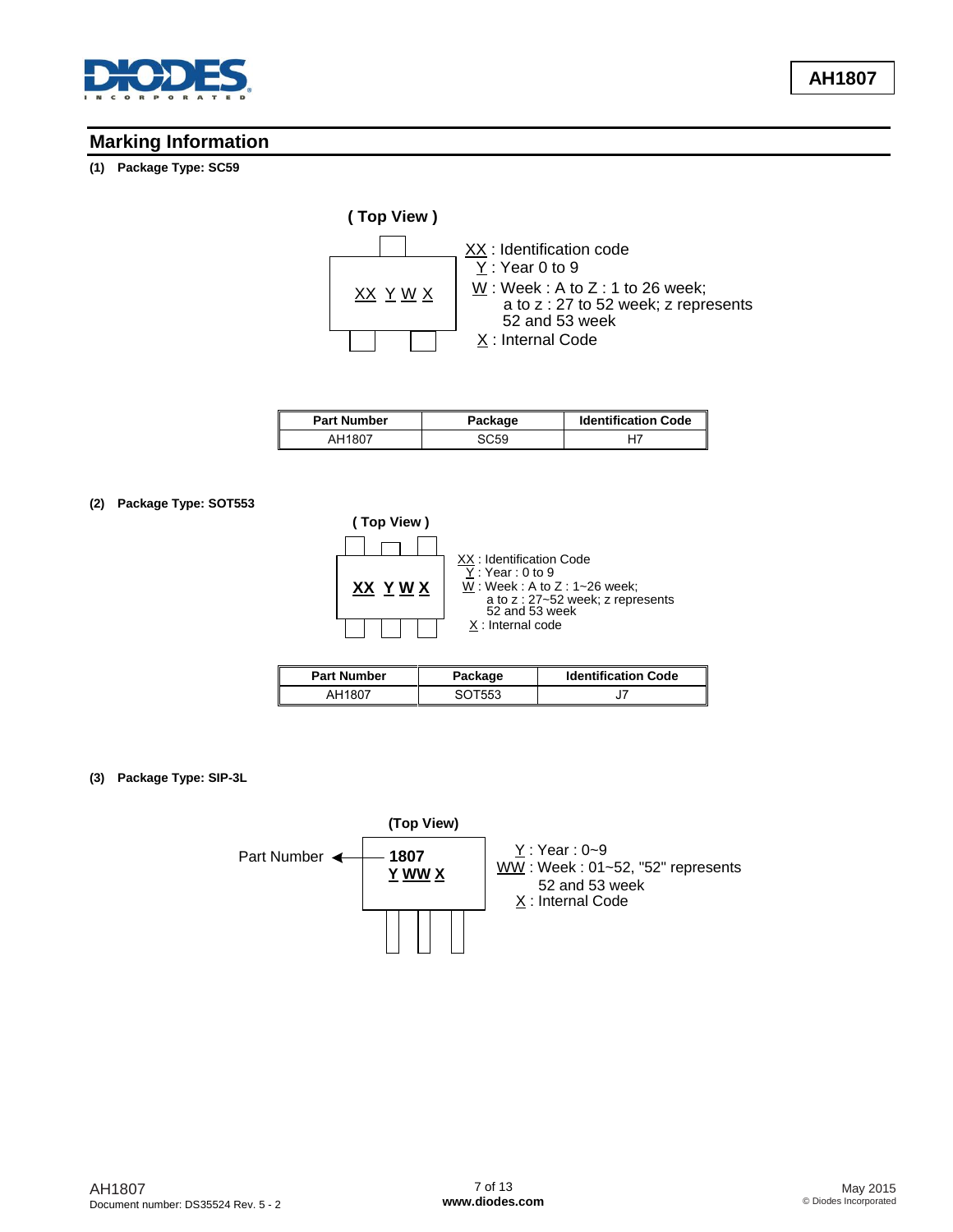## Marking Information

**(1) Package Type: SC59**

**( Top View )**

XX YW X

XX : Identification code
Y : Year 0 to 9
W : Week : A to Z : 1 to 26 week;
a to z : 27 to 52 week; z represents 52 and 53 week
X : Internal Code

| Part Number | Package | Identification Code |
|---|---|---|
| AH1807 | SC59 | H7 |

**(2) Package Type: SOT553**

**( Top View )**

**XX YW X**

XX : Identification Code
Y : Year : 0 to 9
W : Week : A to Z : 1~26 week;
a to z : 27~52 week; z represents 52 and 53 week
X : Internal code

| Part Number | Package | Identification Code |
|---|---|---|
| AH1807 | SOT553 | J7 |

**(3) Package Type: SIP-3L**

**(Top View)**

Part Number → **1807**
**Y WW X**

Y : Year : 0~9
WW : Week : 01~52, "52" represents 52 and 53 week
X : Internal Code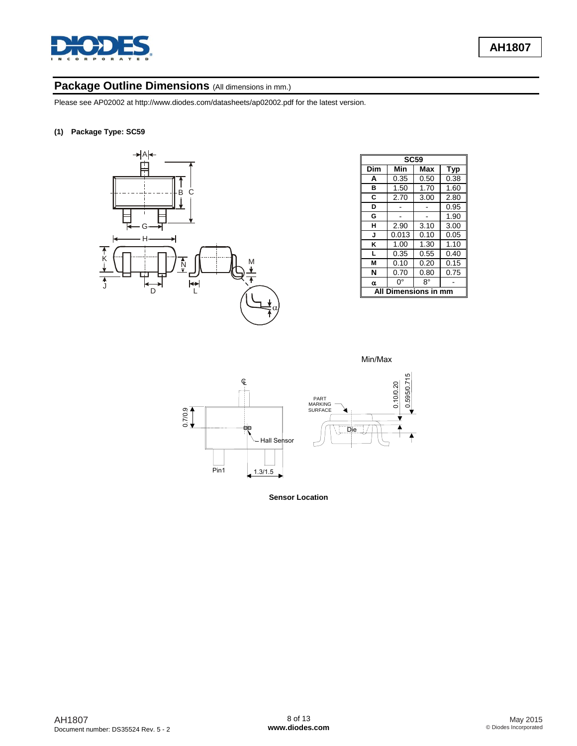## Package Outline Dimensions (All dimensions in mm.)

Please see AP02002 at http://www.diodes.com/datasheets/ap02002.pdf for the latest version.

**(1) Package Type: SC59**

| SC59 | | | |
|---|---|---|---|
| **Dim** | **Min** | **Max** | **Typ** |
| **A** | 0.35 | 0.50 | 0.38 |
| **B** | 1.50 | 1.70 | 1.60 |
| **C** | 2.70 | 3.00 | 2.80 |
| **D** | - | - | 0.95 |
| **G** | - | - | 1.90 |
| **H** | 2.90 | 3.10 | 3.00 |
| **J** | 0.013 | 0.10 | 0.05 |
| **K** | 1.00 | 1.30 | 1.10 |
| **L** | 0.35 | 0.55 | 0.40 |
| **M** | 0.10 | 0.20 | 0.15 |
| **N** | 0.70 | 0.80 | 0.75 |
| **α** | 0° | 8° | - |
| **All Dimensions in mm** | | | |

Min/Max

0.7/0.9

Hall Sensor

Pin1

1.3/1.5

PART MARKING SURFACE

Die

0.10/0.20

0.595/0.715

**Sensor Location**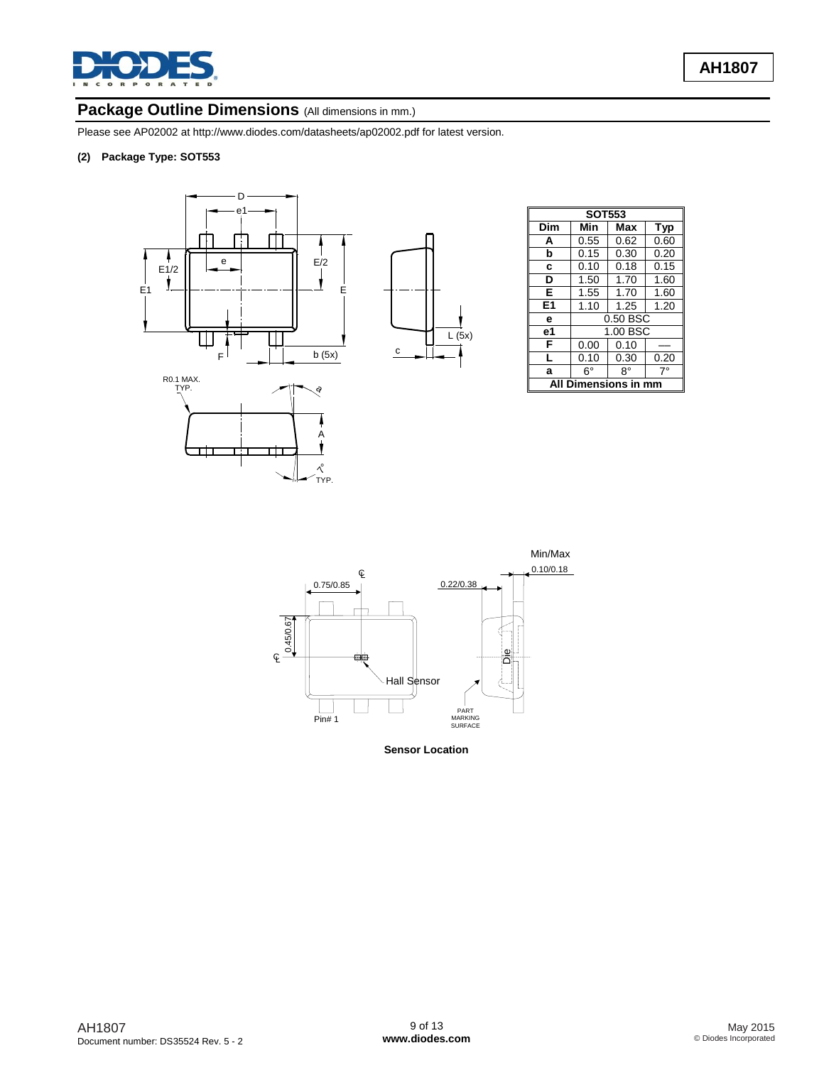## Package Outline Dimensions (All dimensions in mm.)

Please see AP02002 at http://www.diodes.com/datasheets/ap02002.pdf for latest version.

**(2) Package Type: SOT553**

| SOT553 | | | |
|---|---|---|---|
| **Dim** | **Min** | **Max** | **Typ** |
| **A** | 0.55 | 0.62 | 0.60 |
| **b** | 0.15 | 0.30 | 0.20 |
| **c** | 0.10 | 0.18 | 0.15 |
| **D** | 1.50 | 1.70 | 1.60 |
| **E** | 1.55 | 1.70 | 1.60 |
| **E1** | 1.10 | 1.25 | 1.20 |
| **e** | 0.50 BSC | | |
| **e1** | 1.00 BSC | | |
| **F** | 0.00 | 0.10 | — |
| **L** | 0.10 | 0.30 | 0.20 |
| **a** | 6° | 8° | 7° |
| **All Dimensions in mm** | | | |

**Sensor Location**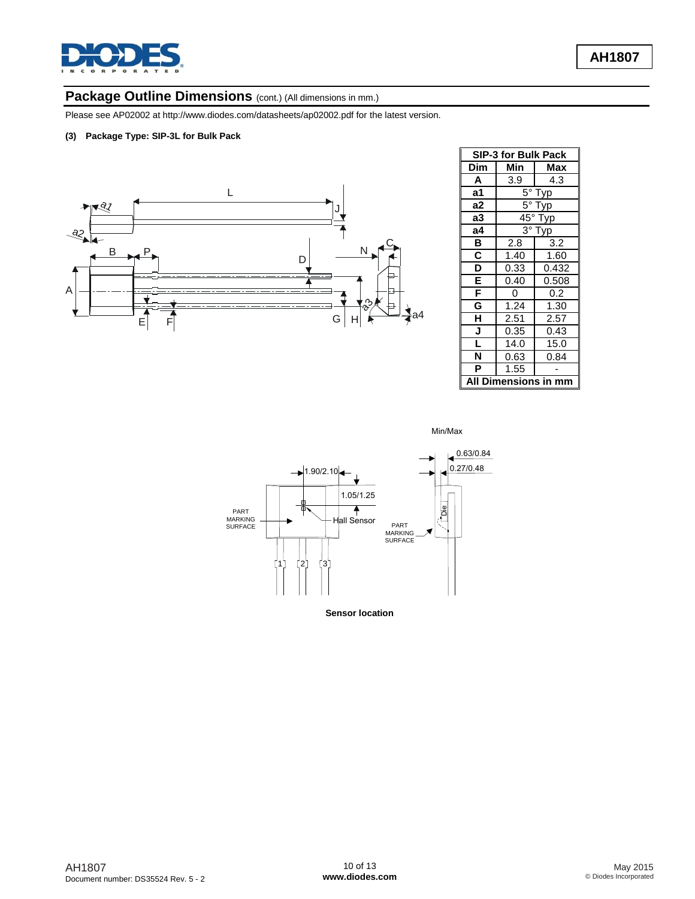## Package Outline Dimensions (cont.) (All dimensions in mm.)

Please see AP02002 at http://www.diodes.com/datasheets/ap02002.pdf for the latest version.

**(3) Package Type: SIP-3L for Bulk Pack**

| SIP-3 for Bulk Pack | | |
|---|---|---|
| **Dim** | **Min** | **Max** |
| **A** | 3.9 | 4.3 |
| **a1** | 5° Typ | |
| **a2** | 5° Typ | |
| **a3** | 45° Typ | |
| **a4** | 3° Typ | |
| **B** | 2.8 | 3.2 |
| **C** | 1.40 | 1.60 |
| **D** | 0.33 | 0.432 |
| **E** | 0.40 | 0.508 |
| **F** | 0 | 0.2 |
| **G** | 1.24 | 1.30 |
| **H** | 2.51 | 2.57 |
| **J** | 0.35 | 0.43 |
| **L** | 14.0 | 15.0 |
| **N** | 0.63 | 0.84 |
| **P** | 1.55 | - |
| **All Dimensions in mm** | | |

Min/Max

0.63/0.84

0.27/0.48

1.90/2.10

1.05/1.25

PART MARKING SURFACE

Hall Sensor

PART MARKING SURFACE

Die

1 2 3

**Sensor location**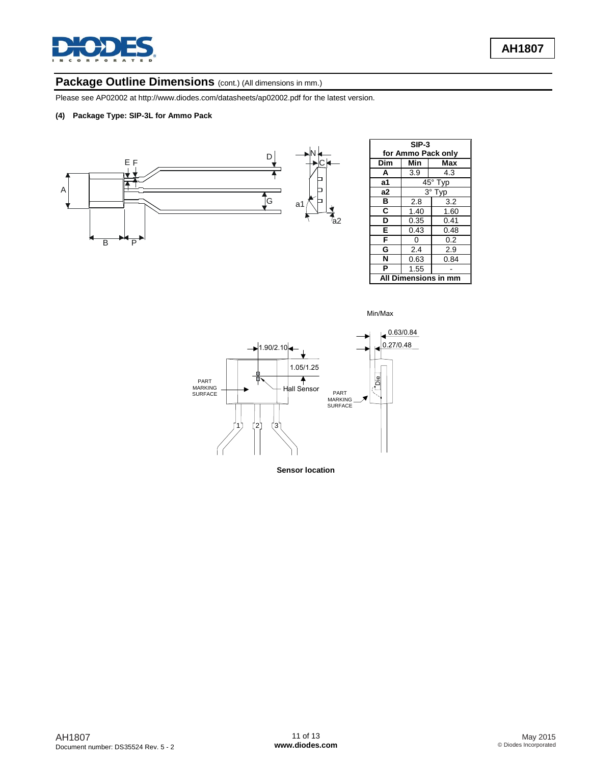## Package Outline Dimensions (cont.) (All dimensions in mm.)

Please see AP02002 at http://www.diodes.com/datasheets/ap02002.pdf for the latest version.

**(4) Package Type: SIP-3L for Ammo Pack**

| SIP-3 for Ammo Pack only | | |
|---|---|---|
| **Dim** | **Min** | **Max** |
| **A** | 3.9 | 4.3 |
| **a1** | 45° Typ | |
| **a2** | 3° Typ | |
| **B** | 2.8 | 3.2 |
| **C** | 1.40 | 1.60 |
| **D** | 0.35 | 0.41 |
| **E** | 0.43 | 0.48 |
| **F** | 0 | 0.2 |
| **G** | 2.4 | 2.9 |
| **N** | 0.63 | 0.84 |
| **P** | 1.55 | - |
| **All Dimensions in mm** | | |

Min/Max

**Sensor location**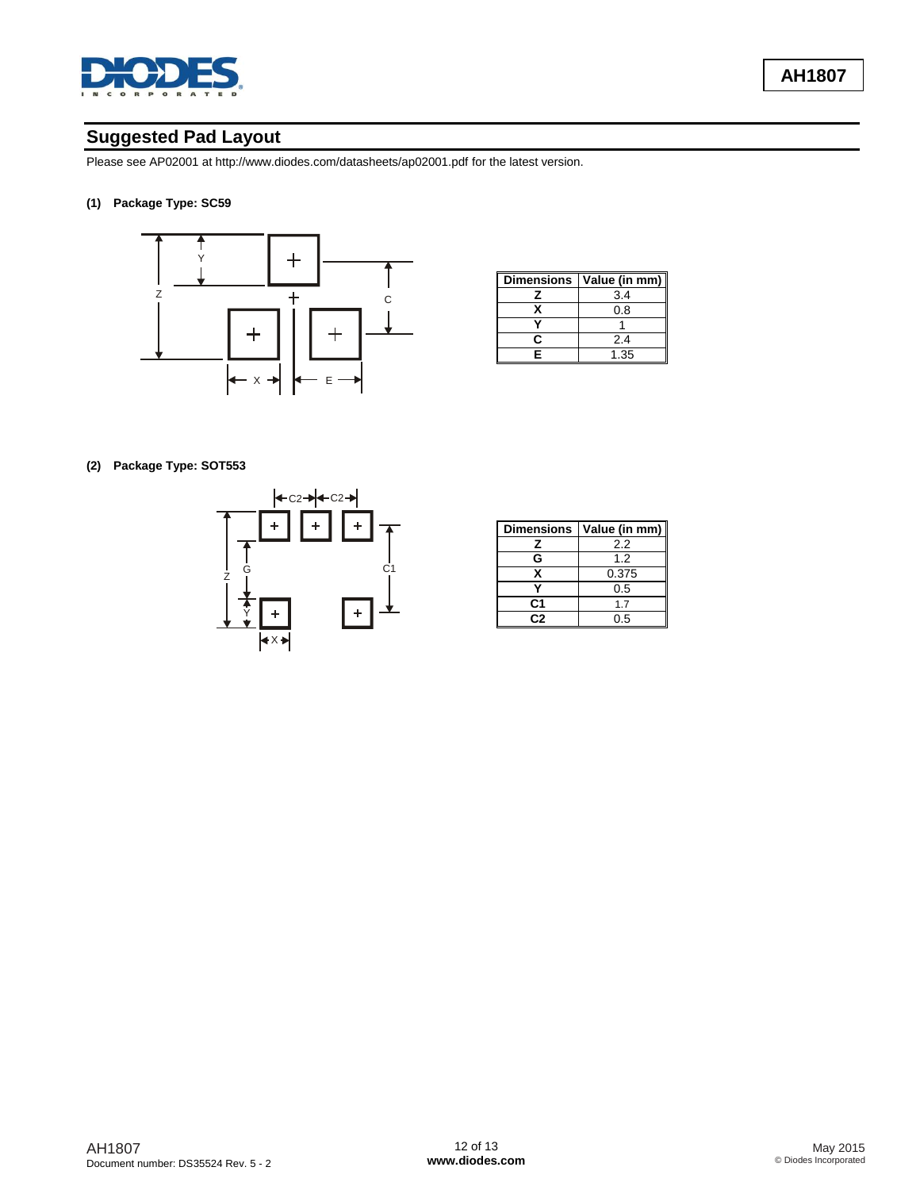## Suggested Pad Layout

Please see AP02001 at http://www.diodes.com/datasheets/ap02001.pdf for the latest version.

**(1) Package Type: SC59**

| Dimensions | Value (in mm) |
|---|---|
| Z | 3.4 |
| X | 0.8 |
| Y | 1 |
| C | 2.4 |
| E | 1.35 |

**(2) Package Type: SOT553**

| Dimensions | Value (in mm) |
|---|---|
| Z | 2.2 |
| G | 1.2 |
| X | 0.375 |
| Y | 0.5 |
| C1 | 1.7 |
| C2 | 0.5 |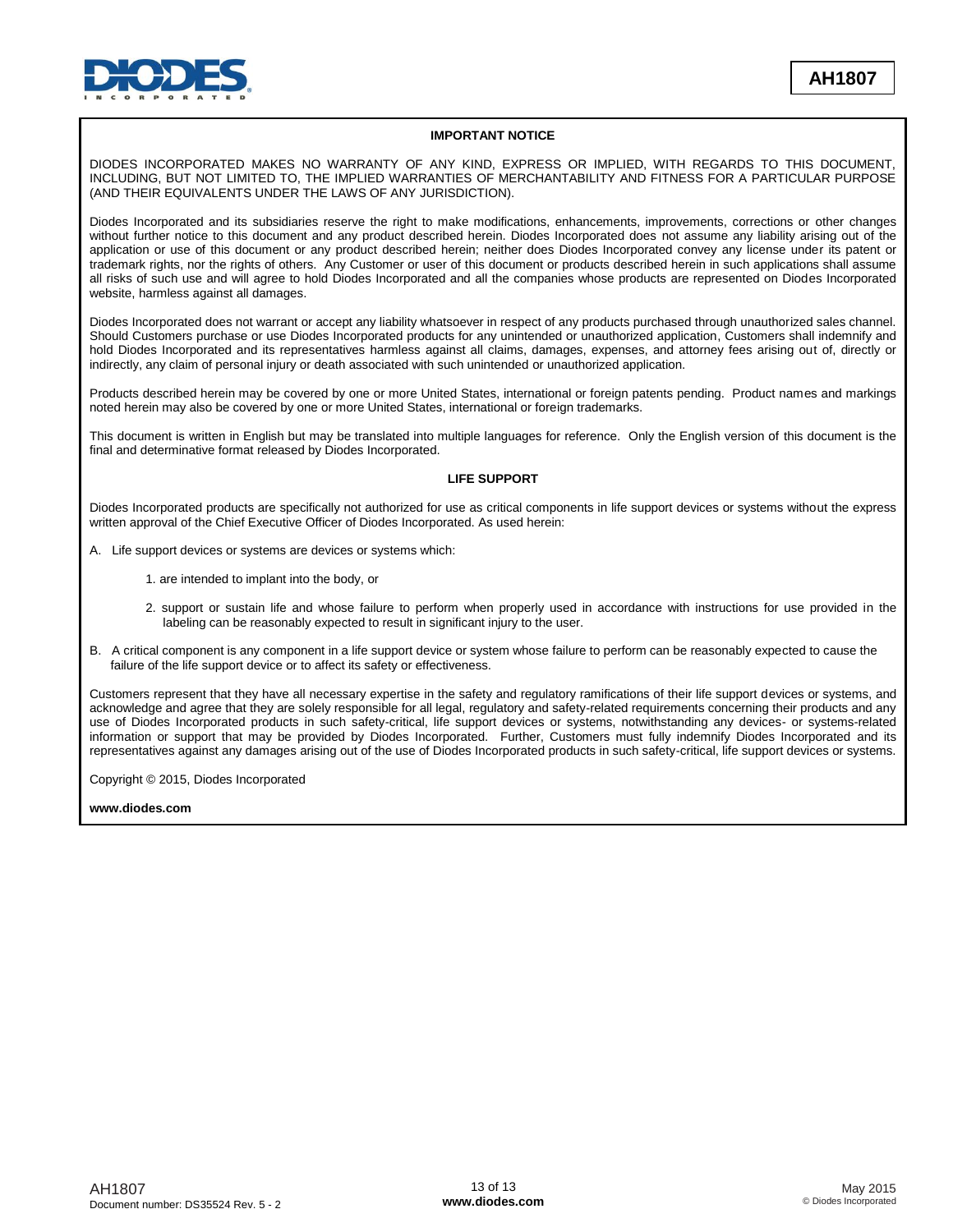## IMPORTANT NOTICE

DIODES INCORPORATED MAKES NO WARRANTY OF ANY KIND, EXPRESS OR IMPLIED, WITH REGARDS TO THIS DOCUMENT, INCLUDING, BUT NOT LIMITED TO, THE IMPLIED WARRANTIES OF MERCHANTABILITY AND FITNESS FOR A PARTICULAR PURPOSE (AND THEIR EQUIVALENTS UNDER THE LAWS OF ANY JURISDICTION).

Diodes Incorporated and its subsidiaries reserve the right to make modifications, enhancements, improvements, corrections or other changes without further notice to this document and any product described herein. Diodes Incorporated does not assume any liability arising out of the application or use of this document or any product described herein; neither does Diodes Incorporated convey any license under its patent or trademark rights, nor the rights of others. Any Customer or user of this document or products described herein in such applications shall assume all risks of such use and will agree to hold Diodes Incorporated and all the companies whose products are represented on Diodes Incorporated website, harmless against all damages.

Diodes Incorporated does not warrant or accept any liability whatsoever in respect of any products purchased through unauthorized sales channel. Should Customers purchase or use Diodes Incorporated products for any unintended or unauthorized application, Customers shall indemnify and hold Diodes Incorporated and its representatives harmless against all claims, damages, expenses, and attorney fees arising out of, directly or indirectly, any claim of personal injury or death associated with such unintended or unauthorized application.

Products described herein may be covered by one or more United States, international or foreign patents pending. Product names and markings noted herein may also be covered by one or more United States, international or foreign trademarks.

This document is written in English but may be translated into multiple languages for reference. Only the English version of this document is the final and determinative format released by Diodes Incorporated.

## LIFE SUPPORT

Diodes Incorporated products are specifically not authorized for use as critical components in life support devices or systems without the express written approval of the Chief Executive Officer of Diodes Incorporated. As used herein:

A. Life support devices or systems are devices or systems which:

   1. are intended to implant into the body, or

   2. support or sustain life and whose failure to perform when properly used in accordance with instructions for use provided in the labeling can be reasonably expected to result in significant injury to the user.

B. A critical component is any component in a life support device or system whose failure to perform can be reasonably expected to cause the failure of the life support device or to affect its safety or effectiveness.

Customers represent that they have all necessary expertise in the safety and regulatory ramifications of their life support devices or systems, and acknowledge and agree that they are solely responsible for all legal, regulatory and safety-related requirements concerning their products and any use of Diodes Incorporated products in such safety-critical, life support devices or systems, notwithstanding any devices- or systems-related information or support that may be provided by Diodes Incorporated. Further, Customers must fully indemnify Diodes Incorporated and its representatives against any damages arising out of the use of Diodes Incorporated products in such safety-critical, life support devices or systems.

Copyright © 2015, Diodes Incorporated

**www.diodes.com**